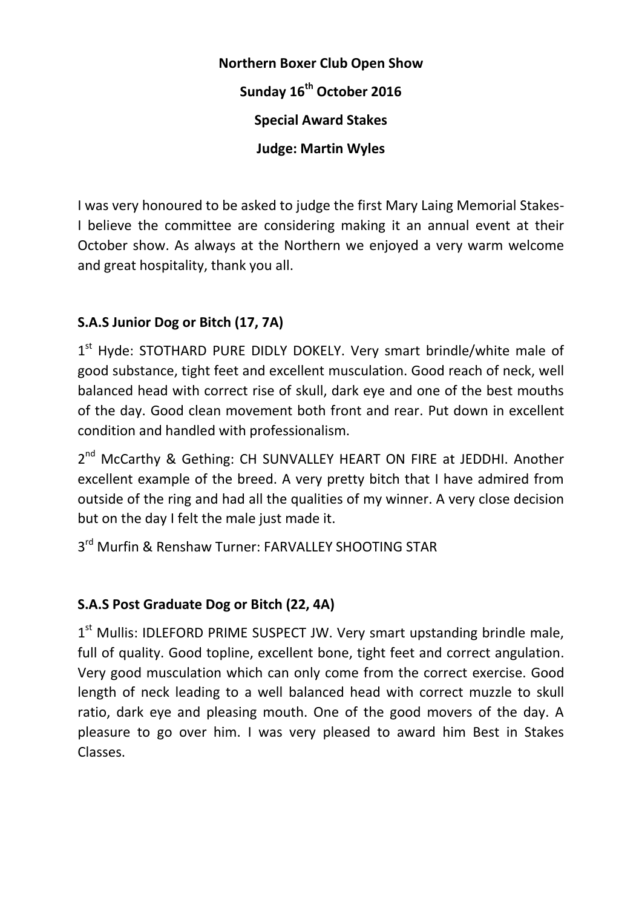**Northern Boxer Club Open Show**

**Sunday 16th October 2016**

**Special Award Stakes**

**Judge: Martin Wyles**

I was very honoured to be asked to judge the first Mary Laing Memorial Stakes- I believe the committee are considering making it an annual event at their October show. As always at the Northern we enjoyed a very warm welcome and great hospitality, thank you all.

## S.A.S Junior Dog or Bitch (17, 7A)

1st Hyde: STOTHARD PURE DIDLY DOKELY. Very smart brindle/white male of good substance, tight feet and excellent musculation. Good reach of neck, well balanced head with correct rise of skull, dark eye and one of the best mouths of the day. Good clean movement both front and rear. Put down in excellent condition and handled with professionalism.

2nd McCarthy & Gething: CH SUNVALLEY HEART ON FIRE at JEDDHI. Another excellent example of the breed. A very pretty bitch that I have admired from outside of the ring and had all the qualities of my winner. A very close decision but on the day I felt the male just made it.

3rd Murfin & Renshaw Turner: FARVALLEY SHOOTING STAR

## S.A.S Post Graduate Dog or Bitch (22, 4A)

1st Mullis: IDLEFORD PRIME SUSPECT JW. Very smart upstanding brindle male, full of quality. Good topline, excellent bone, tight feet and correct angulation. Very good musculation which can only come from the correct exercise. Good length of neck leading to a well balanced head with correct muzzle to skull ratio, dark eye and pleasing mouth. One of the good movers of the day. A pleasure to go over him. I was very pleased to award him Best in Stakes Classes.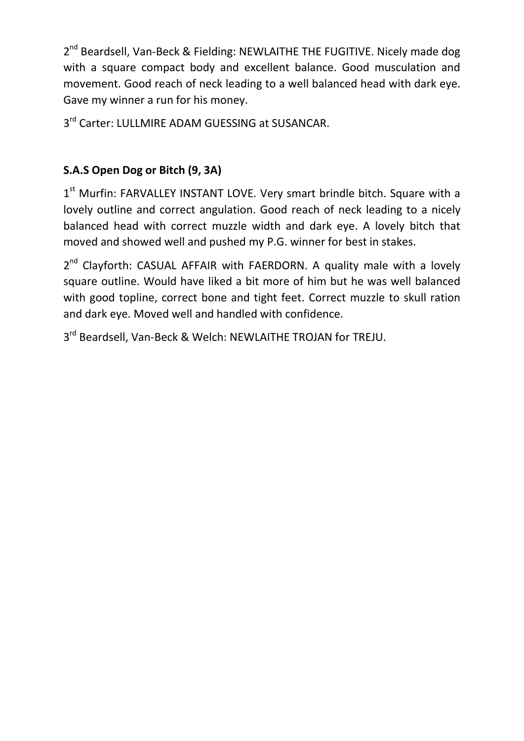2nd Beardsell, Van-Beck & Fielding: NEWLAITHE THE FUGITIVE. Nicely made dog with a square compact body and excellent balance. Good musculation and movement. Good reach of neck leading to a well balanced head with dark eye. Gave my winner a run for his money.

3rd Carter: LULLMIRE ADAM GUESSING at SUSANCAR.

**S.A.S Open Dog or Bitch (9, 3A)**

1st Murfin: FARVALLEY INSTANT LOVE. Very smart brindle bitch. Square with a lovely outline and correct angulation. Good reach of neck leading to a nicely balanced head with correct muzzle width and dark eye. A lovely bitch that moved and showed well and pushed my P.G. winner for best in stakes.

2nd Clayforth: CASUAL AFFAIR with FAERDORN. A quality male with a lovely square outline. Would have liked a bit more of him but he was well balanced with good topline, correct bone and tight feet. Correct muzzle to skull ration and dark eye. Moved well and handled with confidence.

3rd Beardsell, Van-Beck & Welch: NEWLAITHE TROJAN for TREJU.